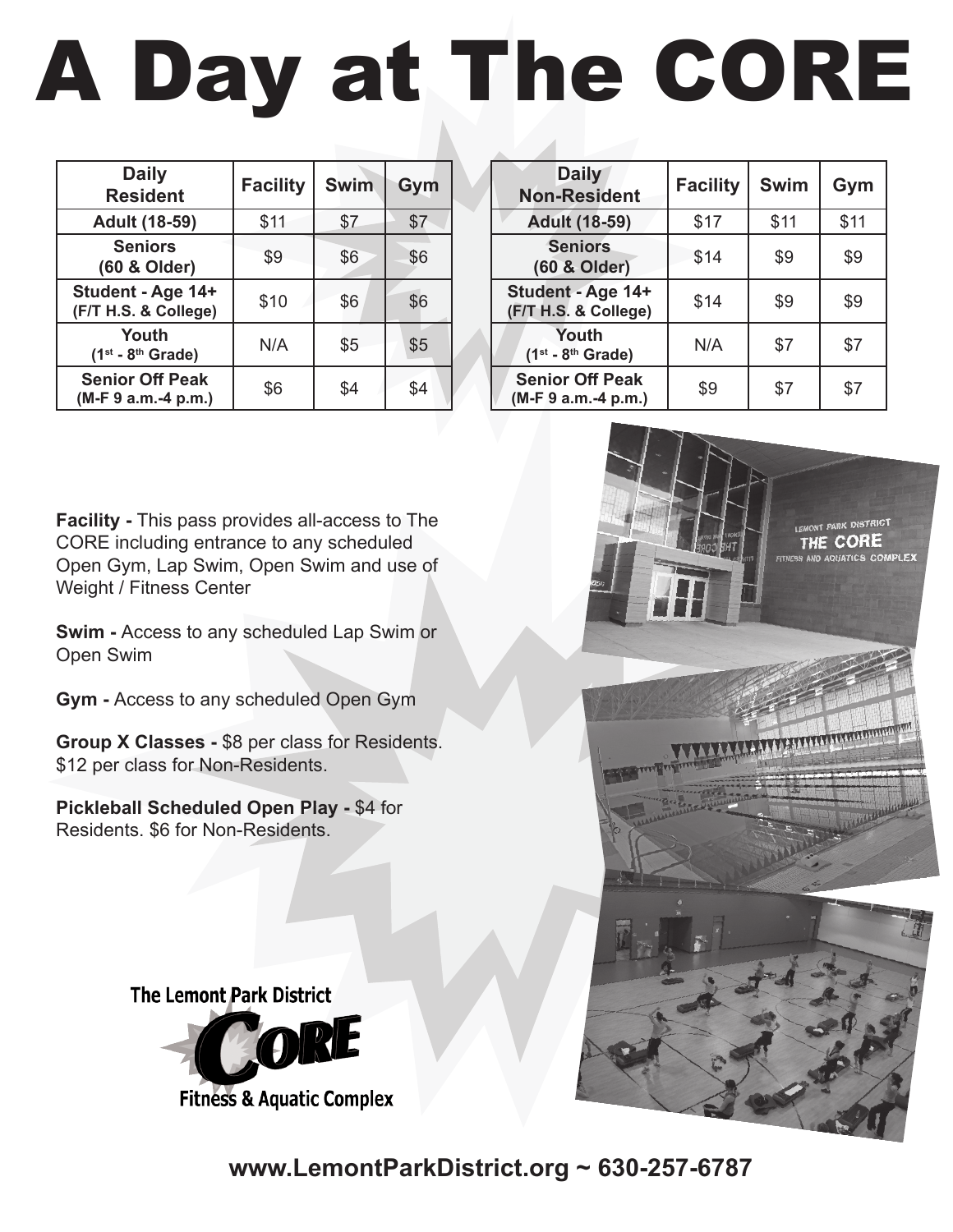# A Day at The CORE

| Daily Resident | Facility | Swim | Gym |
|---|---|---|---|
| Adult (18-59) | $11 | $7 | $7 |
| Seniors (60 & Older) | $9 | $6 | $6 |
| Student - Age 14+ (F/T H.S. & College) | $10 | $6 | $6 |
| Youth (1st - 8th Grade) | N/A | $5 | $5 |
| Senior Off Peak (M-F 9 a.m.-4 p.m.) | $6 | $4 | $4 |

| Daily Non-Resident | Facility | Swim | Gym |
|---|---|---|---|
| Adult (18-59) | $17 | $11 | $11 |
| Seniors (60 & Older) | $14 | $9 | $9 |
| Student - Age 14+ (F/T H.S. & College) | $14 | $9 | $9 |
| Youth (1st - 8th Grade) | N/A | $7 | $7 |
| Senior Off Peak (M-F 9 a.m.-4 p.m.) | $9 | $7 | $7 |

**Facility -** This pass provides all-access to The CORE including entrance to any scheduled Open Gym, Lap Swim, Open Swim and use of Weight / Fitness Center

**Swim -** Access to any scheduled Lap Swim or Open Swim

**Gym -** Access to any scheduled Open Gym

**Group X Classes -** $8 per class for Residents. $12 per class for Non-Residents.

**Pickleball Scheduled Open Play -** $4 for Residents. $6 for Non-Residents.

The Lemont Park District
CORE
Fitness & Aquatic Complex

**www.LemontParkDistrict.org ~ 630-257-6787**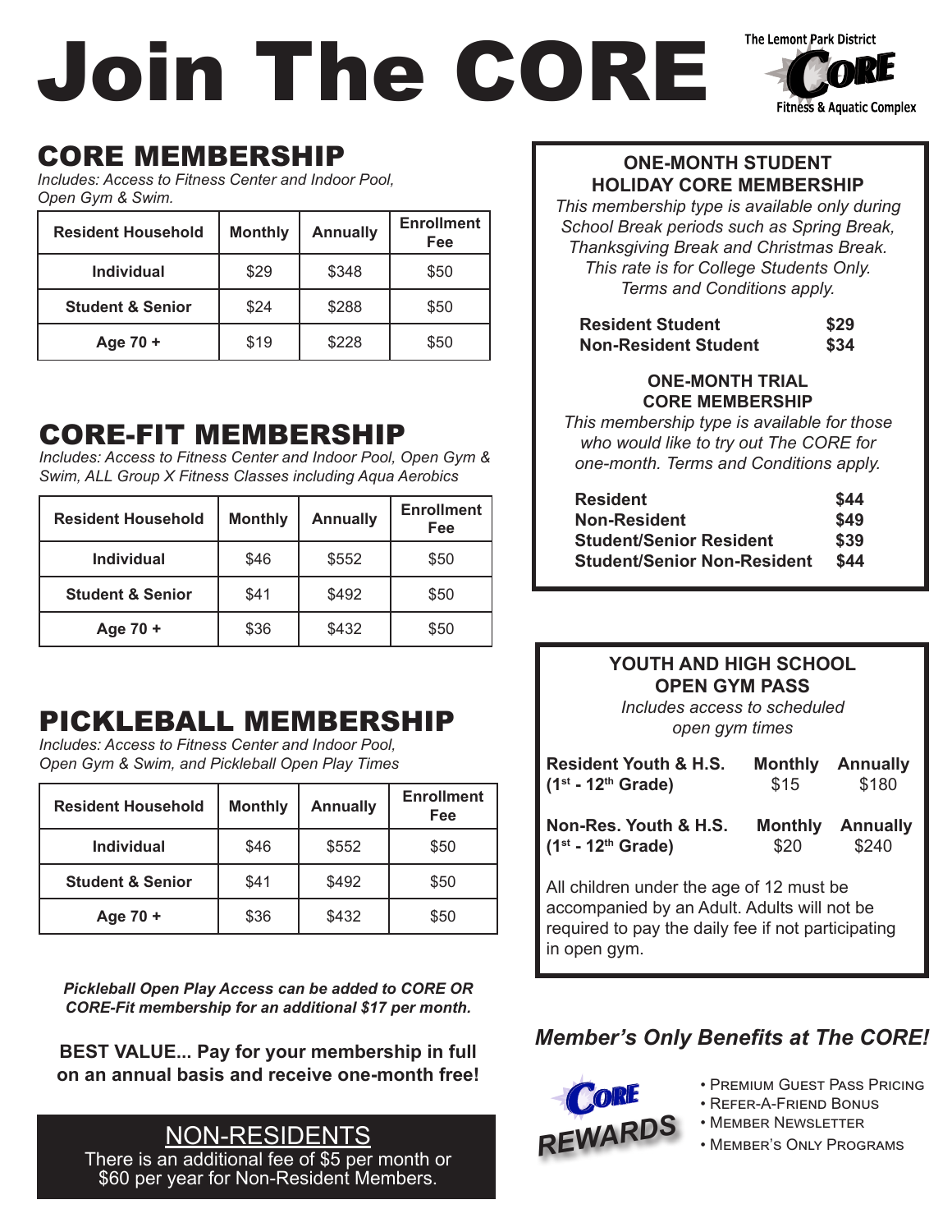# Join The CORE

The Lemont Park District CORE Fitness & Aquatic Complex

## CORE MEMBERSHIP

*Includes: Access to Fitness Center and Indoor Pool, Open Gym & Swim.*

| Resident Household | Monthly | Annually | Enrollment Fee |
|---|---|---|---|
| Individual | $29 | $348 | $50 |
| Student & Senior | $24 | $288 | $50 |
| Age 70 + | $19 | $228 | $50 |

## CORE-FIT MEMBERSHIP

*Includes: Access to Fitness Center and Indoor Pool, Open Gym & Swim, ALL Group X Fitness Classes including Aqua Aerobics*

| Resident Household | Monthly | Annually | Enrollment Fee |
|---|---|---|---|
| Individual | $46 | $552 | $50 |
| Student & Senior | $41 | $492 | $50 |
| Age 70 + | $36 | $432 | $50 |

## PICKLEBALL MEMBERSHIP

*Includes: Access to Fitness Center and Indoor Pool, Open Gym & Swim, and Pickleball Open Play Times*

| Resident Household | Monthly | Annually | Enrollment Fee |
|---|---|---|---|
| Individual | $46 | $552 | $50 |
| Student & Senior | $41 | $492 | $50 |
| Age 70 + | $36 | $432 | $50 |

***Pickleball Open Play Access can be added to CORE OR CORE-Fit membership for an additional $17 per month.***

**BEST VALUE... Pay for your membership in full on an annual basis and receive one-month free!**

### NON-RESIDENTS

There is an additional fee of $5 per month or $60 per year for Non-Resident Members.

### ONE-MONTH STUDENT HOLIDAY CORE MEMBERSHIP

*This membership type is available only during School Break periods such as Spring Break, Thanksgiving Break and Christmas Break. This rate is for College Students Only. Terms and Conditions apply.*

| | |
|---|---|
| **Resident Student** | **$29** |
| **Non-Resident Student** | **$34** |

### ONE-MONTH TRIAL CORE MEMBERSHIP

*This membership type is available for those who would like to try out The CORE for one-month. Terms and Conditions apply.*

| | |
|---|---|
| **Resident** | **$44** |
| **Non-Resident** | **$49** |
| **Student/Senior Resident** | **$39** |
| **Student/Senior Non-Resident** | **$44** |

### YOUTH AND HIGH SCHOOL OPEN GYM PASS

*Includes access to scheduled open gym times*

| | Monthly | Annually |
|---|---|---|
| **Resident Youth & H.S. (1st - 12th Grade)** | $15 | $180 |
| **Non-Res. Youth & H.S. (1st - 12th Grade)** | $20 | $240 |

All children under the age of 12 must be accompanied by an Adult. Adults will not be required to pay the daily fee if not participating in open gym.

### *Member's Only Benefits at The CORE!*

CORE REWARDS

- Premium Guest Pass Pricing
- Refer-A-Friend Bonus
- Member Newsletter
- Member's Only Programs